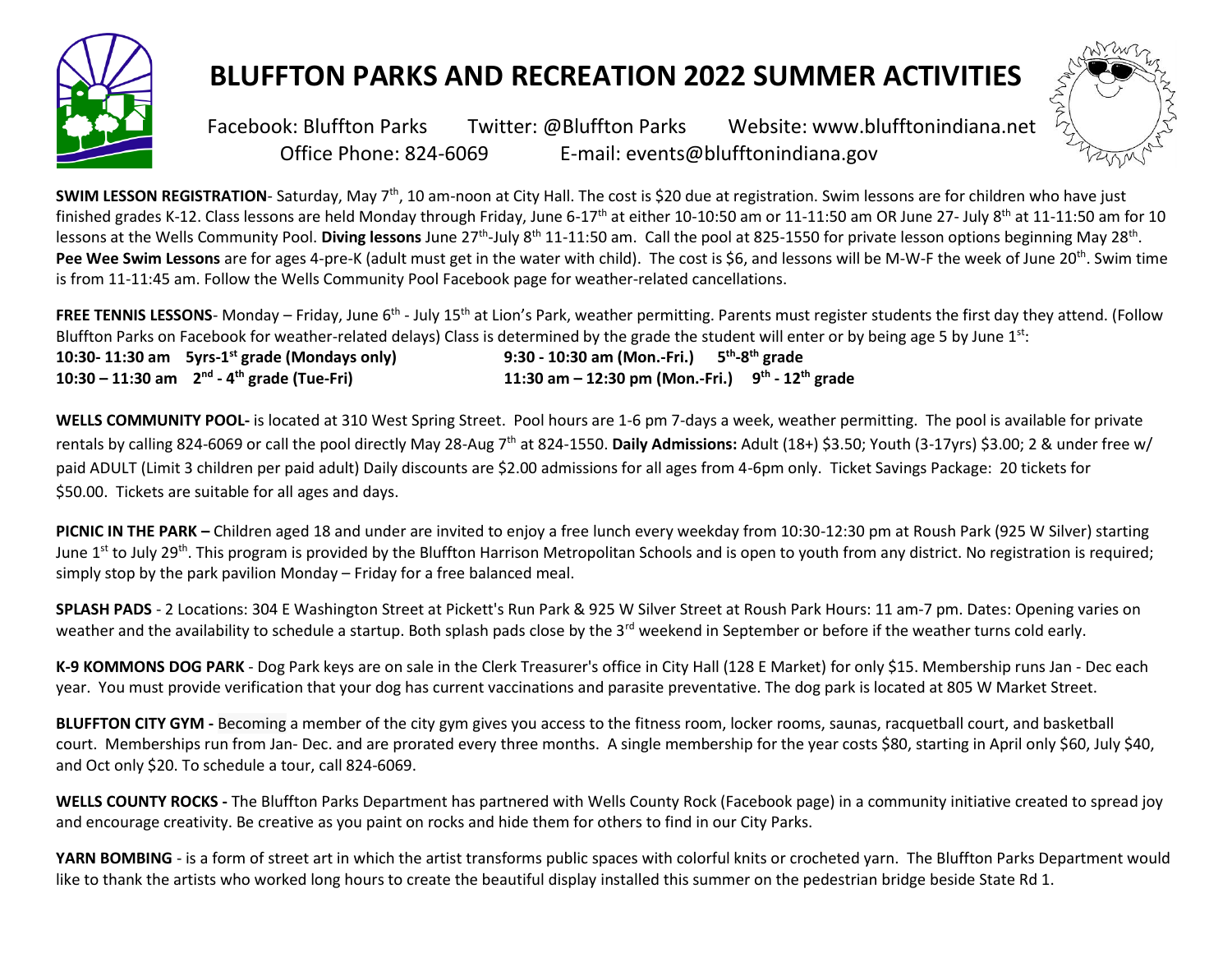# BLUFFTON PARKS AND RECREATION 2022 SUMMER ACTIVITIES

Facebook: Bluffton Parks Twitter: @Bluffton Parks Website: www.blufftonindiana.net
Office Phone: 824-6069 E-mail: events@blufftonindiana.gov

**SWIM LESSON REGISTRATION**- Saturday, May 7th, 10 am-noon at City Hall. The cost is $20 due at registration. Swim lessons are for children who have just finished grades K-12. Class lessons are held Monday through Friday, June 6-17th at either 10-10:50 am or 11-11:50 am OR June 27- July 8th at 11-11:50 am for 10 lessons at the Wells Community Pool. **Diving lessons** June 27th-July 8th 11-11:50 am. Call the pool at 825-1550 for private lesson options beginning May 28th. **Pee Wee Swim Lessons** are for ages 4-pre-K (adult must get in the water with child). The cost is $6, and lessons will be M-W-F the week of June 20th. Swim time is from 11-11:45 am. Follow the Wells Community Pool Facebook page for weather-related cancellations.

**FREE TENNIS LESSONS**- Monday – Friday, June 6th - July 15th at Lion's Park, weather permitting. Parents must register students the first day they attend. (Follow Bluffton Parks on Facebook for weather-related delays) Class is determined by the grade the student will enter or by being age 5 by June 1st:

**10:30- 11:30 am 5yrs-1st grade (Mondays only)**
**10:30 – 11:30 am 2nd - 4th grade (Tue-Fri)**
**9:30 - 10:30 am (Mon.-Fri.) 5th-8th grade**
**11:30 am – 12:30 pm (Mon.-Fri.) 9th - 12th grade**

**WELLS COMMUNITY POOL-** is located at 310 West Spring Street. Pool hours are 1-6 pm 7-days a week, weather permitting. The pool is available for private rentals by calling 824-6069 or call the pool directly May 28-Aug 7th at 824-1550. **Daily Admissions:** Adult (18+) $3.50; Youth (3-17yrs) $3.00; 2 & under free w/ paid ADULT (Limit 3 children per paid adult) Daily discounts are $2.00 admissions for all ages from 4-6pm only. Ticket Savings Package: 20 tickets for $50.00. Tickets are suitable for all ages and days.

**PICNIC IN THE PARK –** Children aged 18 and under are invited to enjoy a free lunch every weekday from 10:30-12:30 pm at Roush Park (925 W Silver) starting June 1st to July 29th. This program is provided by the Bluffton Harrison Metropolitan Schools and is open to youth from any district. No registration is required; simply stop by the park pavilion Monday – Friday for a free balanced meal.

**SPLASH PADS** - 2 Locations: 304 E Washington Street at Pickett's Run Park & 925 W Silver Street at Roush Park Hours: 11 am-7 pm. Dates: Opening varies on weather and the availability to schedule a startup. Both splash pads close by the 3rd weekend in September or before if the weather turns cold early.

**K-9 KOMMONS DOG PARK** - Dog Park keys are on sale in the Clerk Treasurer's office in City Hall (128 E Market) for only $15. Membership runs Jan - Dec each year. You must provide verification that your dog has current vaccinations and parasite preventative. The dog park is located at 805 W Market Street.

**BLUFFTON CITY GYM -** Becoming a member of the city gym gives you access to the fitness room, locker rooms, saunas, racquetball court, and basketball court. Memberships run from Jan- Dec. and are prorated every three months. A single membership for the year costs $80, starting in April only $60, July $40, and Oct only $20. To schedule a tour, call 824-6069.

**WELLS COUNTY ROCKS -** The Bluffton Parks Department has partnered with Wells County Rock (Facebook page) in a community initiative created to spread joy and encourage creativity. Be creative as you paint on rocks and hide them for others to find in our City Parks.

**YARN BOMBING** - is a form of street art in which the artist transforms public spaces with colorful knits or crocheted yarn. The Bluffton Parks Department would like to thank the artists who worked long hours to create the beautiful display installed this summer on the pedestrian bridge beside State Rd 1.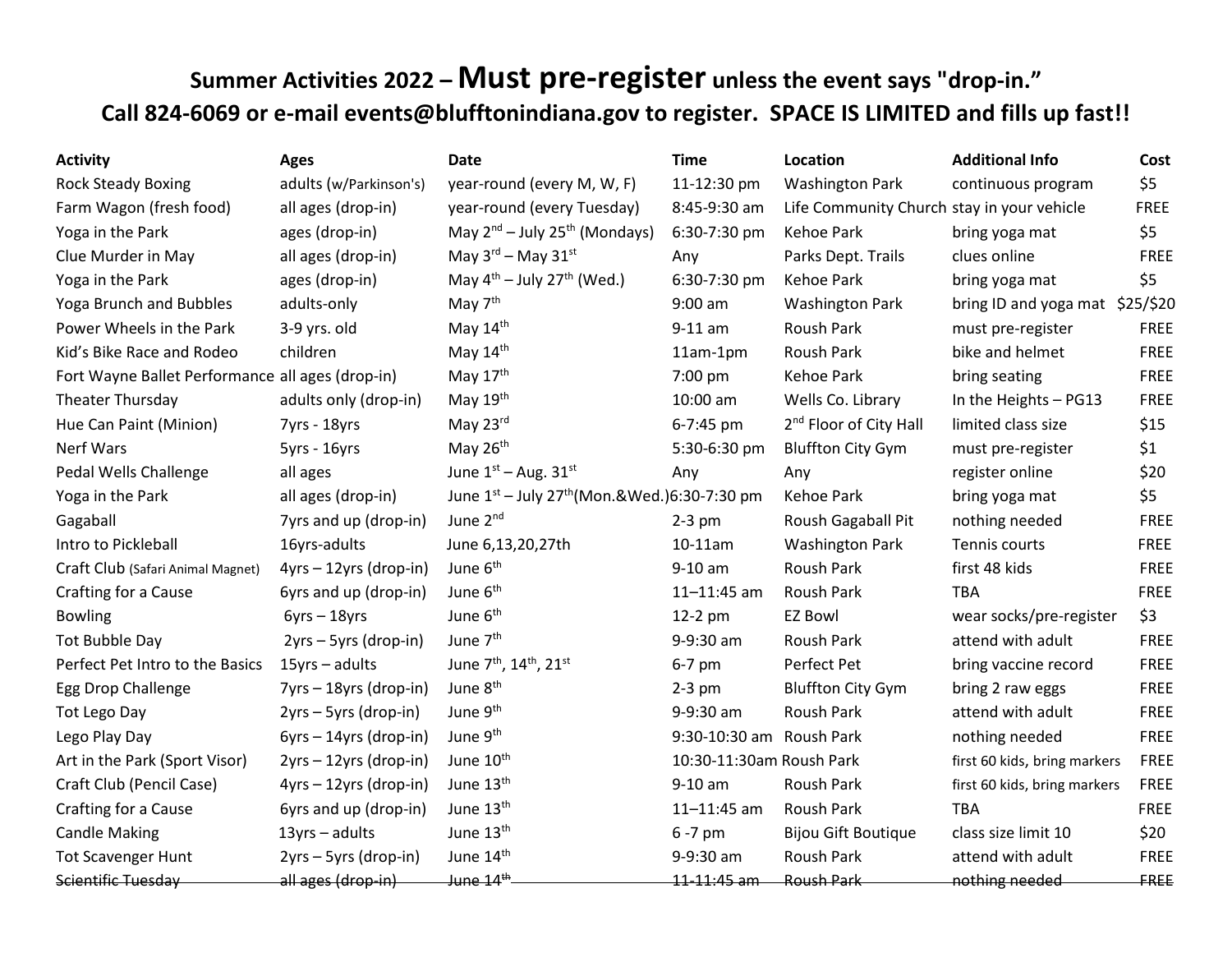# Summer Activities 2022 – **Must pre-register** unless the event says "drop-in."

## Call 824-6069 or e-mail events@blufftonindiana.gov to register. SPACE IS LIMITED and fills up fast!!

| Activity | Ages | Date | Time | Location | Additional Info | Cost |
|---|---|---|---|---|---|---|
| Rock Steady Boxing | adults (w/Parkinson's) | year-round (every M, W, F) | 11-12:30 pm | Washington Park | continuous program | $5 |
| Farm Wagon (fresh food) | all ages (drop-in) | year-round (every Tuesday) | 8:45-9:30 am | Life Community Church | stay in your vehicle | FREE |
| Yoga in the Park | ages (drop-in) | May 2nd – July 25th (Mondays) | 6:30-7:30 pm | Kehoe Park | bring yoga mat | $5 |
| Clue Murder in May | all ages (drop-in) | May 3rd – May 31st | Any | Parks Dept. Trails | clues online | FREE |
| Yoga in the Park | ages (drop-in) | May 4th – July 27th (Wed.) | 6:30-7:30 pm | Kehoe Park | bring yoga mat | $5 |
| Yoga Brunch and Bubbles | adults-only | May 7th | 9:00 am | Washington Park | bring ID and yoga mat | $25/$20 |
| Power Wheels in the Park | 3-9 yrs. old | May 14th | 9-11 am | Roush Park | must pre-register | FREE |
| Kid's Bike Race and Rodeo | children | May 14th | 11am-1pm | Roush Park | bike and helmet | FREE |
| Fort Wayne Ballet Performance | all ages (drop-in) | May 17th | 7:00 pm | Kehoe Park | bring seating | FREE |
| Theater Thursday | adults only (drop-in) | May 19th | 10:00 am | Wells Co. Library | In the Heights – PG13 | FREE |
| Hue Can Paint (Minion) | 7yrs - 18yrs | May 23rd | 6-7:45 pm | 2nd Floor of City Hall | limited class size | $15 |
| Nerf Wars | 5yrs - 16yrs | May 26th | 5:30-6:30 pm | Bluffton City Gym | must pre-register | $1 |
| Pedal Wells Challenge | all ages | June 1st – Aug. 31st | Any | Any | register online | $20 |
| Yoga in the Park | all ages (drop-in) | June 1st – July 27th (Mon.&Wed.) | 6:30-7:30 pm | Kehoe Park | bring yoga mat | $5 |
| Gagaball | 7yrs and up (drop-in) | June 2nd | 2-3 pm | Roush Gagaball Pit | nothing needed | FREE |
| Intro to Pickleball | 16yrs-adults | June 6,13,20,27th | 10-11am | Washington Park | Tennis courts | FREE |
| Craft Club (Safari Animal Magnet) | 4yrs – 12yrs (drop-in) | June 6th | 9-10 am | Roush Park | first 48 kids | FREE |
| Crafting for a Cause | 6yrs and up (drop-in) | June 6th | 11–11:45 am | Roush Park | TBA | FREE |
| Bowling | 6yrs – 18yrs | June 6th | 12-2 pm | EZ Bowl | wear socks/pre-register | $3 |
| Tot Bubble Day | 2yrs – 5yrs (drop-in) | June 7th | 9-9:30 am | Roush Park | attend with adult | FREE |
| Perfect Pet Intro to the Basics | 15yrs – adults | June 7th, 14th, 21st | 6-7 pm | Perfect Pet | bring vaccine record | FREE |
| Egg Drop Challenge | 7yrs – 18yrs (drop-in) | June 8th | 2-3 pm | Bluffton City Gym | bring 2 raw eggs | FREE |
| Tot Lego Day | 2yrs – 5yrs (drop-in) | June 9th | 9-9:30 am | Roush Park | attend with adult | FREE |
| Lego Play Day | 6yrs – 14yrs (drop-in) | June 9th | 9:30-10:30 am | Roush Park | nothing needed | FREE |
| Art in the Park (Sport Visor) | 2yrs – 12yrs (drop-in) | June 10th | 10:30-11:30am | Roush Park | first 60 kids, bring markers | FREE |
| Craft Club (Pencil Case) | 4yrs – 12yrs (drop-in) | June 13th | 9-10 am | Roush Park | first 60 kids, bring markers | FREE |
| Crafting for a Cause | 6yrs and up (drop-in) | June 13th | 11–11:45 am | Roush Park | TBA | FREE |
| Candle Making | 13yrs – adults | June 13th | 6 -7 pm | Bijou Gift Boutique | class size limit 10 | $20 |
| Tot Scavenger Hunt | 2yrs – 5yrs (drop-in) | June 14th | 9-9:30 am | Roush Park | attend with adult | FREE |
| ~~Scientific Tuesday~~ | ~~all ages (drop-in)~~ | ~~June 14th~~ | ~~11-11:45 am~~ | ~~Roush Park~~ | ~~nothing needed~~ | ~~FREE~~ |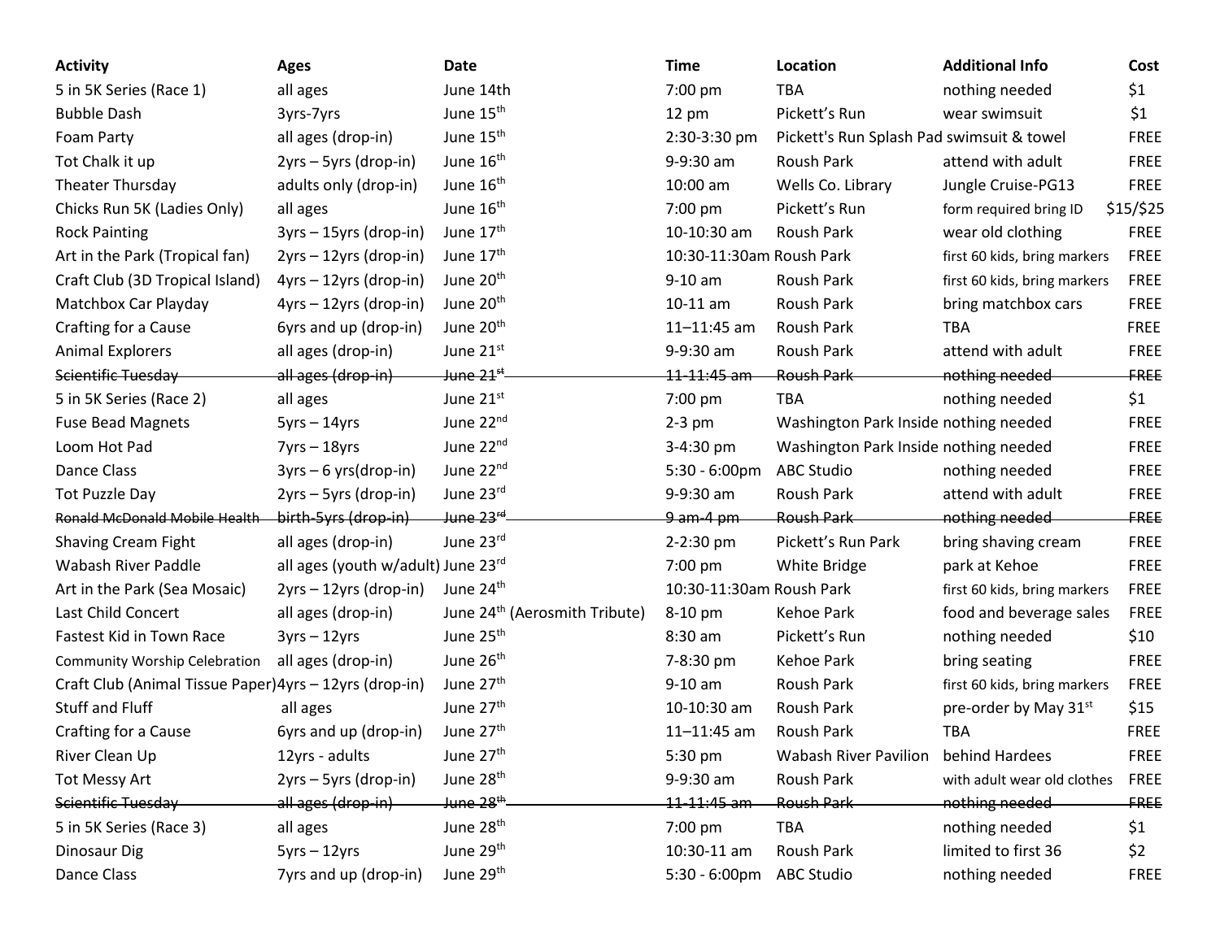| Activity | Ages | Date | Time | Location | Additional Info | Cost |
|---|---|---|---|---|---|---|
| 5 in 5K Series (Race 1) | all ages | June 14th | 7:00 pm | TBA | nothing needed | $1 |
| Bubble Dash | 3yrs-7yrs | June 15th | 12 pm | Pickett's Run | wear swimsuit | $1 |
| Foam Party | all ages (drop-in) | June 15th | 2:30-3:30 pm | Pickett's Run Splash Pad | swimsuit & towel | FREE |
| Tot Chalk it up | 2yrs – 5yrs (drop-in) | June 16th | 9-9:30 am | Roush Park | attend with adult | FREE |
| Theater Thursday | adults only (drop-in) | June 16th | 10:00 am | Wells Co. Library | Jungle Cruise-PG13 | FREE |
| Chicks Run 5K (Ladies Only) | all ages | June 16th | 7:00 pm | Pickett's Run | form required bring ID | $15/$25 |
| Rock Painting | 3yrs – 15yrs (drop-in) | June 17th | 10-10:30 am | Roush Park | wear old clothing | FREE |
| Art in the Park (Tropical fan) | 2yrs – 12yrs (drop-in) | June 17th | 10:30-11:30am | Roush Park | first 60 kids, bring markers | FREE |
| Craft Club (3D Tropical Island) | 4yrs – 12yrs (drop-in) | June 20th | 9-10 am | Roush Park | first 60 kids, bring markers | FREE |
| Matchbox Car Playday | 4yrs – 12yrs (drop-in) | June 20th | 10-11 am | Roush Park | bring matchbox cars | FREE |
| Crafting for a Cause | 6yrs and up (drop-in) | June 20th | 11–11:45 am | Roush Park | TBA | FREE |
| Animal Explorers | all ages (drop-in) | June 21st | 9-9:30 am | Roush Park | attend with adult | FREE |
| ~~Scientific Tuesday~~ | ~~all ages (drop-in)~~ | ~~June 21st~~ | ~~11-11:45 am~~ | ~~Roush Park~~ | ~~nothing needed~~ | ~~FREE~~ |
| 5 in 5K Series (Race 2) | all ages | June 21st | 7:00 pm | TBA | nothing needed | $1 |
| Fuse Bead Magnets | 5yrs – 14yrs | June 22nd | 2-3 pm | Washington Park Inside | nothing needed | FREE |
| Loom Hot Pad | 7yrs – 18yrs | June 22nd | 3-4:30 pm | Washington Park Inside | nothing needed | FREE |
| Dance Class | 3yrs – 6 yrs(drop-in) | June 22nd | 5:30 - 6:00pm | ABC Studio | nothing needed | FREE |
| Tot Puzzle Day | 2yrs – 5yrs (drop-in) | June 23rd | 9-9:30 am | Roush Park | attend with adult | FREE |
| ~~Ronald McDonald Mobile Health~~ | ~~birth-5yrs (drop-in)~~ | ~~June 23rd~~ | ~~9 am-4 pm~~ | ~~Roush Park~~ | ~~nothing needed~~ | ~~FREE~~ |
| Shaving Cream Fight | all ages (drop-in) | June 23rd | 2-2:30 pm | Pickett's Run Park | bring shaving cream | FREE |
| Wabash River Paddle | all ages (youth w/adult) | June 23rd | 7:00 pm | White Bridge | park at Kehoe | FREE |
| Art in the Park (Sea Mosaic) | 2yrs – 12yrs (drop-in) | June 24th | 10:30-11:30am | Roush Park | first 60 kids, bring markers | FREE |
| Last Child Concert | all ages (drop-in) | June 24th (Aerosmith Tribute) | 8-10 pm | Kehoe Park | food and beverage sales | FREE |
| Fastest Kid in Town Race | 3yrs – 12yrs | June 25th | 8:30 am | Pickett's Run | nothing needed | $10 |
| Community Worship Celebration | all ages (drop-in) | June 26th | 7-8:30 pm | Kehoe Park | bring seating | FREE |
| Craft Club (Animal Tissue Paper) | 4yrs – 12yrs (drop-in) | June 27th | 9-10 am | Roush Park | first 60 kids, bring markers | FREE |
| Stuff and Fluff | all ages | June 27th | 10-10:30 am | Roush Park | pre-order by May 31st | $15 |
| Crafting for a Cause | 6yrs and up (drop-in) | June 27th | 11–11:45 am | Roush Park | TBA | FREE |
| River Clean Up | 12yrs - adults | June 27th | 5:30 pm | Wabash River Pavilion | behind Hardees | FREE |
| Tot Messy Art | 2yrs – 5yrs (drop-in) | June 28th | 9-9:30 am | Roush Park | with adult wear old clothes | FREE |
| ~~Scientific Tuesday~~ | ~~all ages (drop-in)~~ | ~~June 28th~~ | ~~11-11:45 am~~ | ~~Roush Park~~ | ~~nothing needed~~ | ~~FREE~~ |
| 5 in 5K Series (Race 3) | all ages | June 28th | 7:00 pm | TBA | nothing needed | $1 |
| Dinosaur Dig | 5yrs – 12yrs | June 29th | 10:30-11 am | Roush Park | limited to first 36 | $2 |
| Dance Class | 7yrs and up (drop-in) | June 29th | 5:30 - 6:00pm | ABC Studio | nothing needed | FREE |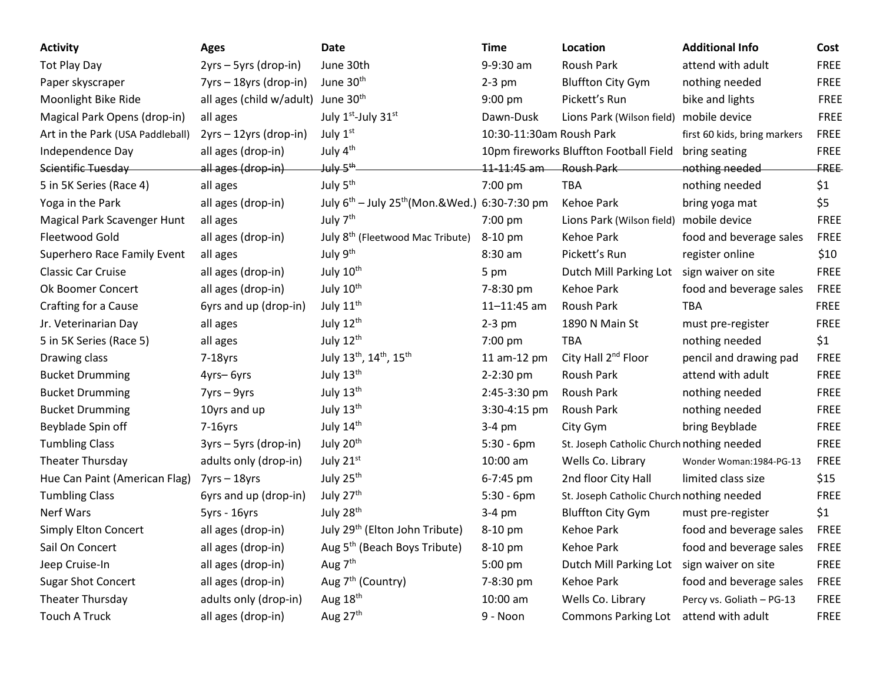| Activity | Ages | Date | Time | Location | Additional Info | Cost |
|---|---|---|---|---|---|---|
| Tot Play Day | 2yrs – 5yrs (drop-in) | June 30th | 9-9:30 am | Roush Park | attend with adult | FREE |
| Paper skyscraper | 7yrs – 18yrs (drop-in) | June 30th | 2-3 pm | Bluffton City Gym | nothing needed | FREE |
| Moonlight Bike Ride | all ages (child w/adult) | June 30th | 9:00 pm | Pickett's Run | bike and lights | FREE |
| Magical Park Opens (drop-in) | all ages | July 1st-July 31st | Dawn-Dusk | Lions Park (Wilson field) | mobile device | FREE |
| Art in the Park (USA Paddleball) | 2yrs – 12yrs (drop-in) | July 1st | 10:30-11:30am | Roush Park | first 60 kids, bring markers | FREE |
| Independence Day | all ages (drop-in) | July 4th | 10pm fireworks | Bluffton Football Field | bring seating | FREE |
| ~~Scientific Tuesday~~ | ~~all ages (drop-in)~~ | ~~July 5th~~ | ~~11-11:45 am~~ | ~~Roush Park~~ | ~~nothing needed~~ | ~~FREE~~ |
| 5 in 5K Series (Race 4) | all ages | July 5th | 7:00 pm | TBA | nothing needed | $1 |
| Yoga in the Park | all ages (drop-in) | July 6th – July 25th (Mon.&Wed.) | 6:30-7:30 pm | Kehoe Park | bring yoga mat | $5 |
| Magical Park Scavenger Hunt | all ages | July 7th | 7:00 pm | Lions Park (Wilson field) | mobile device | FREE |
| Fleetwood Gold | all ages (drop-in) | July 8th (Fleetwood Mac Tribute) | 8-10 pm | Kehoe Park | food and beverage sales | FREE |
| Superhero Race Family Event | all ages | July 9th | 8:30 am | Pickett's Run | register online | $10 |
| Classic Car Cruise | all ages (drop-in) | July 10th | 5 pm | Dutch Mill Parking Lot | sign waiver on site | FREE |
| Ok Boomer Concert | all ages (drop-in) | July 10th | 7-8:30 pm | Kehoe Park | food and beverage sales | FREE |
| Crafting for a Cause | 6yrs and up (drop-in) | July 11th | 11–11:45 am | Roush Park | TBA | FREE |
| Jr. Veterinarian Day | all ages | July 12th | 2-3 pm | 1890 N Main St | must pre-register | FREE |
| 5 in 5K Series (Race 5) | all ages | July 12th | 7:00 pm | TBA | nothing needed | $1 |
| Drawing class | 7-18yrs | July 13th, 14th, 15th | 11 am-12 pm | City Hall 2nd Floor | pencil and drawing pad | FREE |
| Bucket Drumming | 4yrs– 6yrs | July 13th | 2-2:30 pm | Roush Park | attend with adult | FREE |
| Bucket Drumming | 7yrs – 9yrs | July 13th | 2:45-3:30 pm | Roush Park | nothing needed | FREE |
| Bucket Drumming | 10yrs and up | July 13th | 3:30-4:15 pm | Roush Park | nothing needed | FREE |
| Beyblade Spin off | 7-16yrs | July 14th | 3-4 pm | City Gym | bring Beyblade | FREE |
| Tumbling Class | 3yrs – 5yrs (drop-in) | July 20th | 5:30 - 6pm | St. Joseph Catholic Church | nothing needed | FREE |
| Theater Thursday | adults only (drop-in) | July 21st | 10:00 am | Wells Co. Library | Wonder Woman:1984-PG-13 | FREE |
| Hue Can Paint (American Flag) | 7yrs – 18yrs | July 25th | 6-7:45 pm | 2nd floor City Hall | limited class size | $15 |
| Tumbling Class | 6yrs and up (drop-in) | July 27th | 5:30 - 6pm | St. Joseph Catholic Church | nothing needed | FREE |
| Nerf Wars | 5yrs - 16yrs | July 28th | 3-4 pm | Bluffton City Gym | must pre-register | $1 |
| Simply Elton Concert | all ages (drop-in) | July 29th (Elton John Tribute) | 8-10 pm | Kehoe Park | food and beverage sales | FREE |
| Sail On Concert | all ages (drop-in) | Aug 5th (Beach Boys Tribute) | 8-10 pm | Kehoe Park | food and beverage sales | FREE |
| Jeep Cruise-In | all ages (drop-in) | Aug 7th | 5:00 pm | Dutch Mill Parking Lot | sign waiver on site | FREE |
| Sugar Shot Concert | all ages (drop-in) | Aug 7th (Country) | 7-8:30 pm | Kehoe Park | food and beverage sales | FREE |
| Theater Thursday | adults only (drop-in) | Aug 18th | 10:00 am | Wells Co. Library | Percy vs. Goliath – PG-13 | FREE |
| Touch A Truck | all ages (drop-in) | Aug 27th | 9 - Noon | Commons Parking Lot | attend with adult | FREE |